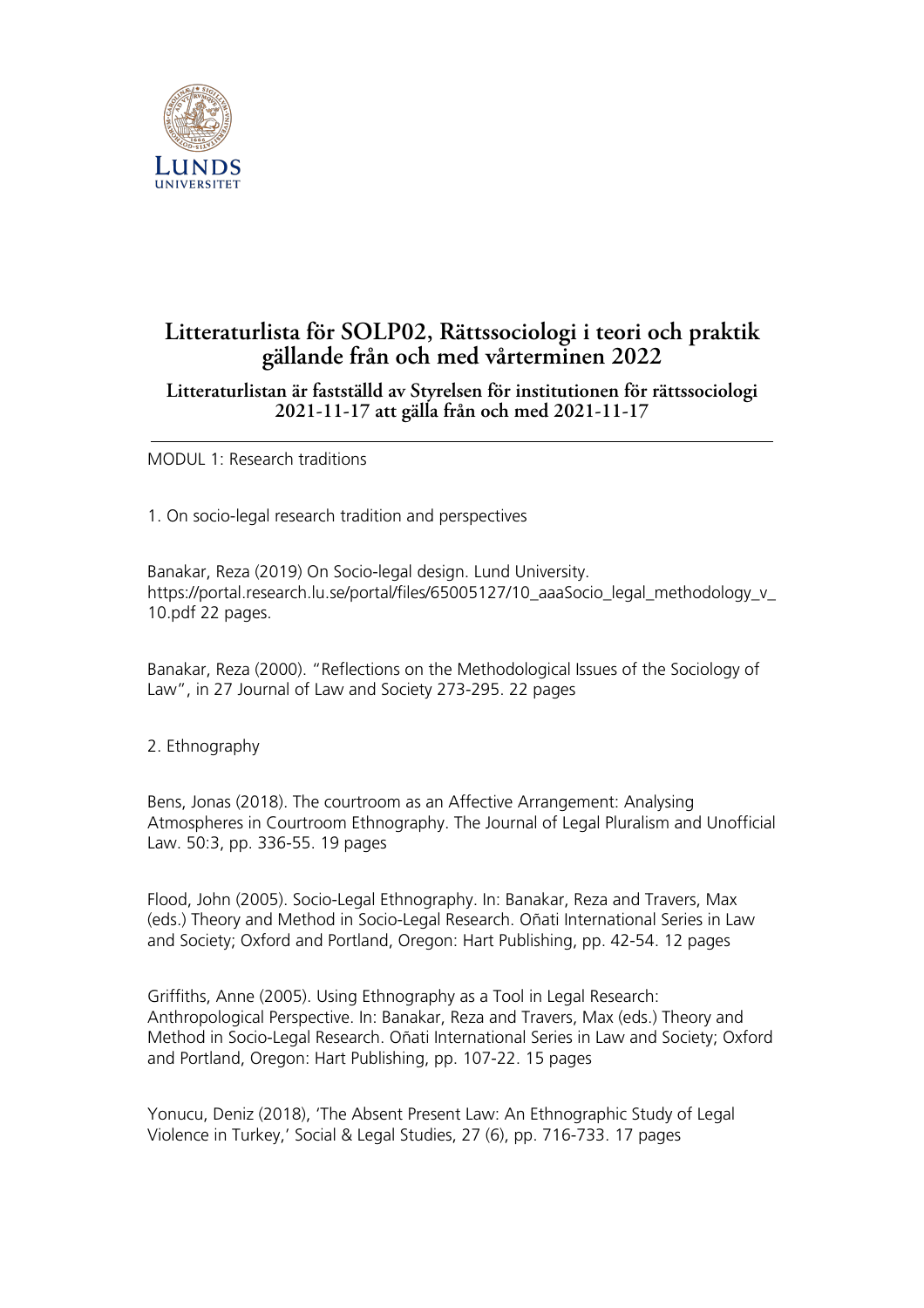# Litteraturlista för SOLP02, Rättssociologi i teori och praktik gällande från och med vårterminen 2022

### Litteraturlistan är fastställd av Styrelsen för institutionen för rättssociologi 2021-11-17 att gälla från och med 2021-11-17

---

MODUL 1: Research traditions

1. On socio-legal research tradition and perspectives

Banakar, Reza (2019) On Socio-legal design. Lund University. https://portal.research.lu.se/portal/files/65005127/10_aaaSocio_legal_methodology_v_10.pdf 22 pages.

Banakar, Reza (2000). "Reflections on the Methodological Issues of the Sociology of Law", in 27 Journal of Law and Society 273-295. 22 pages

2. Ethnography

Bens, Jonas (2018). The courtroom as an Affective Arrangement: Analysing Atmospheres in Courtroom Ethnography. The Journal of Legal Pluralism and Unofficial Law. 50:3, pp. 336-55. 19 pages

Flood, John (2005). Socio-Legal Ethnography. In: Banakar, Reza and Travers, Max (eds.) Theory and Method in Socio-Legal Research. Oñati International Series in Law and Society; Oxford and Portland, Oregon: Hart Publishing, pp. 42-54. 12 pages

Griffiths, Anne (2005). Using Ethnography as a Tool in Legal Research: Anthropological Perspective. In: Banakar, Reza and Travers, Max (eds.) Theory and Method in Socio-Legal Research. Oñati International Series in Law and Society; Oxford and Portland, Oregon: Hart Publishing, pp. 107-22. 15 pages

Yonucu, Deniz (2018), 'The Absent Present Law: An Ethnographic Study of Legal Violence in Turkey,' Social & Legal Studies, 27 (6), pp. 716-733. 17 pages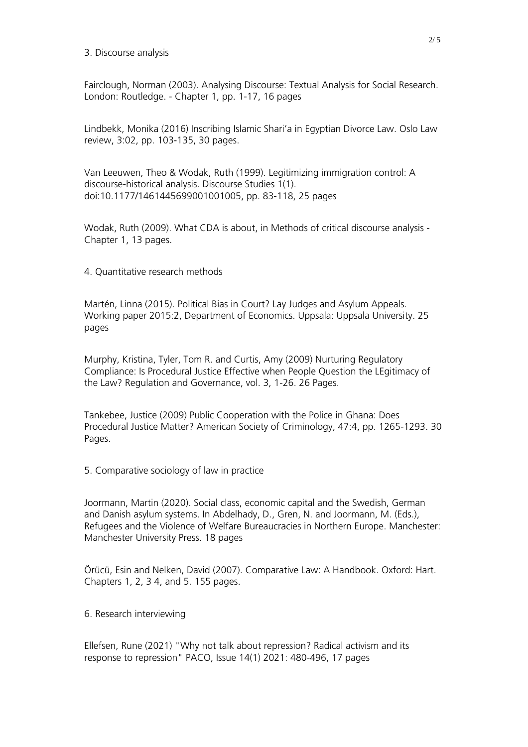## 3. Discourse analysis

Fairclough, Norman (2003). Analysing Discourse: Textual Analysis for Social Research. London: Routledge. - Chapter 1, pp. 1-17, 16 pages

Lindbekk, Monika (2016) Inscribing Islamic Shari'a in Egyptian Divorce Law. Oslo Law review, 3:02, pp. 103-135, 30 pages.

Van Leeuwen, Theo & Wodak, Ruth (1999). Legitimizing immigration control: A discourse-historical analysis. Discourse Studies 1(1). doi:10.1177/1461445699001001005, pp. 83-118, 25 pages

Wodak, Ruth (2009). What CDA is about, in Methods of critical discourse analysis - Chapter 1, 13 pages.

## 4. Quantitative research methods

Martén, Linna (2015). Political Bias in Court? Lay Judges and Asylum Appeals. Working paper 2015:2, Department of Economics. Uppsala: Uppsala University. 25 pages

Murphy, Kristina, Tyler, Tom R. and Curtis, Amy (2009) Nurturing Regulatory Compliance: Is Procedural Justice Effective when People Question the LEgitimacy of the Law? Regulation and Governance, vol. 3, 1-26. 26 Pages.

Tankebee, Justice (2009) Public Cooperation with the Police in Ghana: Does Procedural Justice Matter? American Society of Criminology, 47:4, pp. 1265-1293. 30 Pages.

## 5. Comparative sociology of law in practice

Joormann, Martin (2020). Social class, economic capital and the Swedish, German and Danish asylum systems. In Abdelhady, D., Gren, N. and Joormann, M. (Eds.), Refugees and the Violence of Welfare Bureaucracies in Northern Europe. Manchester: Manchester University Press. 18 pages

Örücü, Esin and Nelken, David (2007). Comparative Law: A Handbook. Oxford: Hart. Chapters 1, 2, 3 4, and 5. 155 pages.

## 6. Research interviewing

Ellefsen, Rune (2021) "Why not talk about repression? Radical activism and its response to repression" PACO, Issue 14(1) 2021: 480-496, 17 pages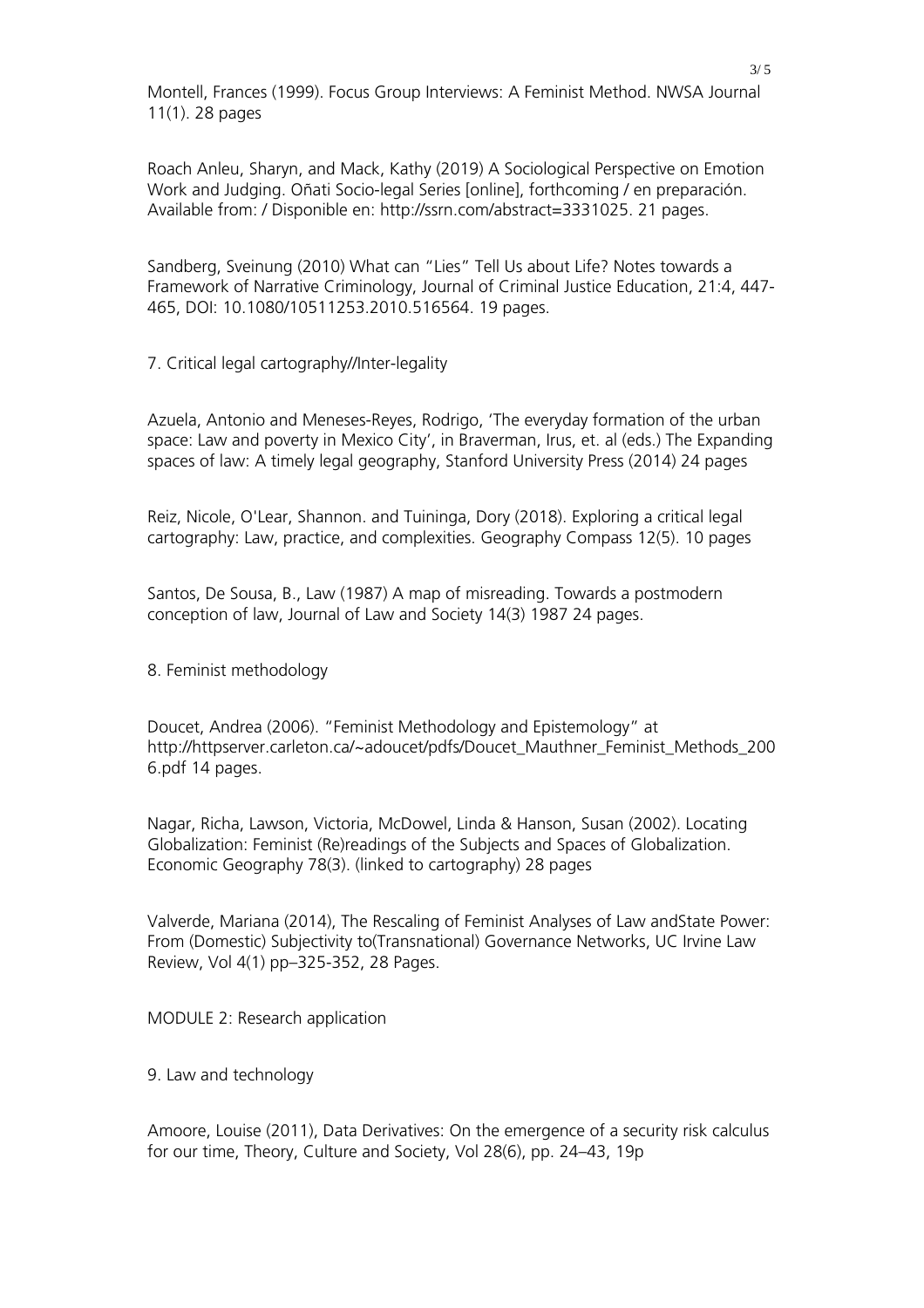Montell, Frances (1999). Focus Group Interviews: A Feminist Method. NWSA Journal 11(1). 28 pages

Roach Anleu, Sharyn, and Mack, Kathy (2019) A Sociological Perspective on Emotion Work and Judging. Oñati Socio-legal Series [online], forthcoming / en preparación. Available from: / Disponible en: http://ssrn.com/abstract=3331025. 21 pages.

Sandberg, Sveinung (2010) What can "Lies" Tell Us about Life? Notes towards a Framework of Narrative Criminology, Journal of Criminal Justice Education, 21:4, 447-465, DOI: 10.1080/10511253.2010.516564. 19 pages.

7. Critical legal cartography//Inter-legality

Azuela, Antonio and Meneses-Reyes, Rodrigo, 'The everyday formation of the urban space: Law and poverty in Mexico City', in Braverman, Irus, et. al (eds.) The Expanding spaces of law: A timely legal geography, Stanford University Press (2014) 24 pages

Reiz, Nicole, O'Lear, Shannon. and Tuininga, Dory (2018). Exploring a critical legal cartography: Law, practice, and complexities. Geography Compass 12(5). 10 pages

Santos, De Sousa, B., Law (1987) A map of misreading. Towards a postmodern conception of law, Journal of Law and Society 14(3) 1987 24 pages.

8. Feminist methodology

Doucet, Andrea (2006). "Feminist Methodology and Epistemology" at http://httpserver.carleton.ca/~adoucet/pdfs/Doucet_Mauthner_Feminist_Methods_2006.pdf 14 pages.

Nagar, Richa, Lawson, Victoria, McDowel, Linda & Hanson, Susan (2002). Locating Globalization: Feminist (Re)readings of the Subjects and Spaces of Globalization. Economic Geography 78(3). (linked to cartography) 28 pages

Valverde, Mariana (2014), The Rescaling of Feminist Analyses of Law andState Power: From (Domestic) Subjectivity to(Transnational) Governance Networks, UC Irvine Law Review, Vol 4(1) pp–325-352, 28 Pages.

MODULE 2: Research application

9. Law and technology

Amoore, Louise (2011), Data Derivatives: On the emergence of a security risk calculus for our time, Theory, Culture and Society, Vol 28(6), pp. 24–43, 19p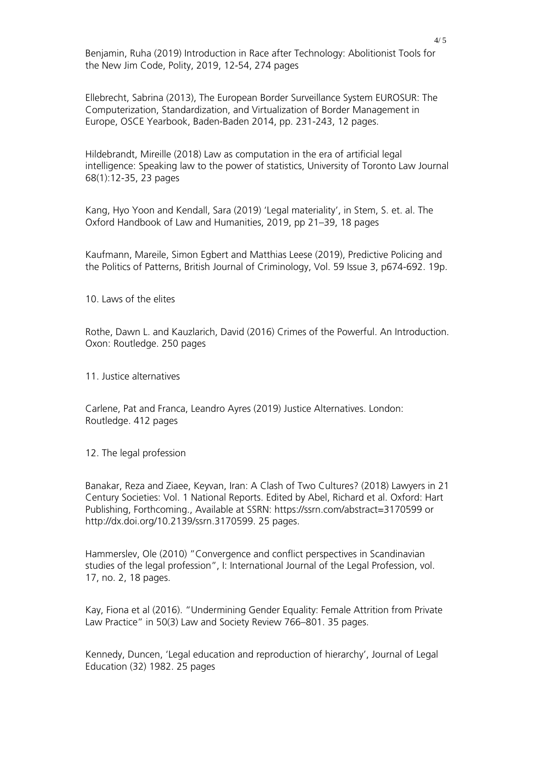Benjamin, Ruha (2019) Introduction in Race after Technology: Abolitionist Tools for the New Jim Code, Polity, 2019, 12-54, 274 pages

Ellebrecht, Sabrina (2013), The European Border Surveillance System EUROSUR: The Computerization, Standardization, and Virtualization of Border Management in Europe, OSCE Yearbook, Baden-Baden 2014, pp. 231-243, 12 pages.

Hildebrandt, Mireille (2018) Law as computation in the era of artificial legal intelligence: Speaking law to the power of statistics, University of Toronto Law Journal 68(1):12-35, 23 pages

Kang, Hyo Yoon and Kendall, Sara (2019) 'Legal materiality', in Stem, S. et. al. The Oxford Handbook of Law and Humanities, 2019, pp 21–39, 18 pages

Kaufmann, Mareile, Simon Egbert and Matthias Leese (2019), Predictive Policing and the Politics of Patterns, British Journal of Criminology, Vol. 59 Issue 3, p674-692. 19p.

10. Laws of the elites

Rothe, Dawn L. and Kauzlarich, David (2016) Crimes of the Powerful. An Introduction. Oxon: Routledge. 250 pages

11. Justice alternatives

Carlene, Pat and Franca, Leandro Ayres (2019) Justice Alternatives. London: Routledge. 412 pages

12. The legal profession

Banakar, Reza and Ziaee, Keyvan, Iran: A Clash of Two Cultures? (2018) Lawyers in 21 Century Societies: Vol. 1 National Reports. Edited by Abel, Richard et al. Oxford: Hart Publishing, Forthcoming., Available at SSRN: https://ssrn.com/abstract=3170599 or http://dx.doi.org/10.2139/ssrn.3170599. 25 pages.

Hammerslev, Ole (2010) "Convergence and conflict perspectives in Scandinavian studies of the legal profession", I: International Journal of the Legal Profession, vol. 17, no. 2, 18 pages.

Kay, Fiona et al (2016). "Undermining Gender Equality: Female Attrition from Private Law Practice" in 50(3) Law and Society Review 766–801. 35 pages.

Kennedy, Duncen, 'Legal education and reproduction of hierarchy', Journal of Legal Education (32) 1982. 25 pages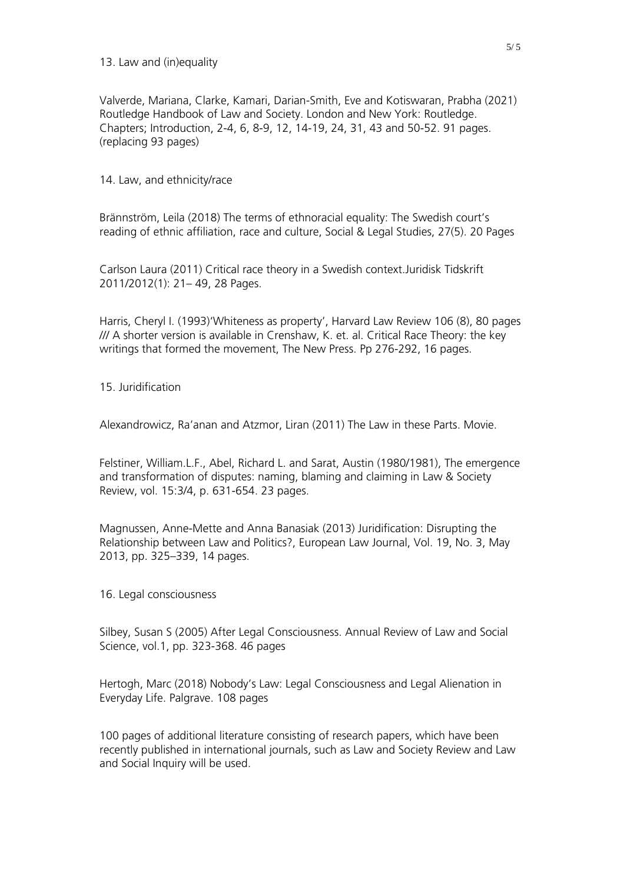13. Law and (in)equality

Valverde, Mariana, Clarke, Kamari, Darian-Smith, Eve and Kotiswaran, Prabha (2021) Routledge Handbook of Law and Society. London and New York: Routledge. Chapters; Introduction, 2-4, 6, 8-9, 12, 14-19, 24, 31, 43 and 50-52. 91 pages. (replacing 93 pages)

14. Law, and ethnicity/race

Brännström, Leila (2018) The terms of ethnoracial equality: The Swedish court's reading of ethnic affiliation, race and culture, Social & Legal Studies, 27(5). 20 Pages

Carlson Laura (2011) Critical race theory in a Swedish context.Juridisk Tidskrift 2011/2012(1): 21– 49, 28 Pages.

Harris, Cheryl I. (1993)'Whiteness as property', Harvard Law Review 106 (8), 80 pages /// A shorter version is available in Crenshaw, K. et. al. Critical Race Theory: the key writings that formed the movement, The New Press. Pp 276-292, 16 pages.

15. Juridification

Alexandrowicz, Ra'anan and Atzmor, Liran (2011) The Law in these Parts. Movie.

Felstiner, William.L.F., Abel, Richard L. and Sarat, Austin (1980/1981), The emergence and transformation of disputes: naming, blaming and claiming in Law & Society Review, vol. 15:3/4, p. 631-654. 23 pages.

Magnussen, Anne-Mette and Anna Banasiak (2013) Juridification: Disrupting the Relationship between Law and Politics?, European Law Journal, Vol. 19, No. 3, May 2013, pp. 325–339, 14 pages.

16. Legal consciousness

Silbey, Susan S (2005) After Legal Consciousness. Annual Review of Law and Social Science, vol.1, pp. 323-368. 46 pages

Hertogh, Marc (2018) Nobody's Law: Legal Consciousness and Legal Alienation in Everyday Life. Palgrave. 108 pages

100 pages of additional literature consisting of research papers, which have been recently published in international journals, such as Law and Society Review and Law and Social Inquiry will be used.